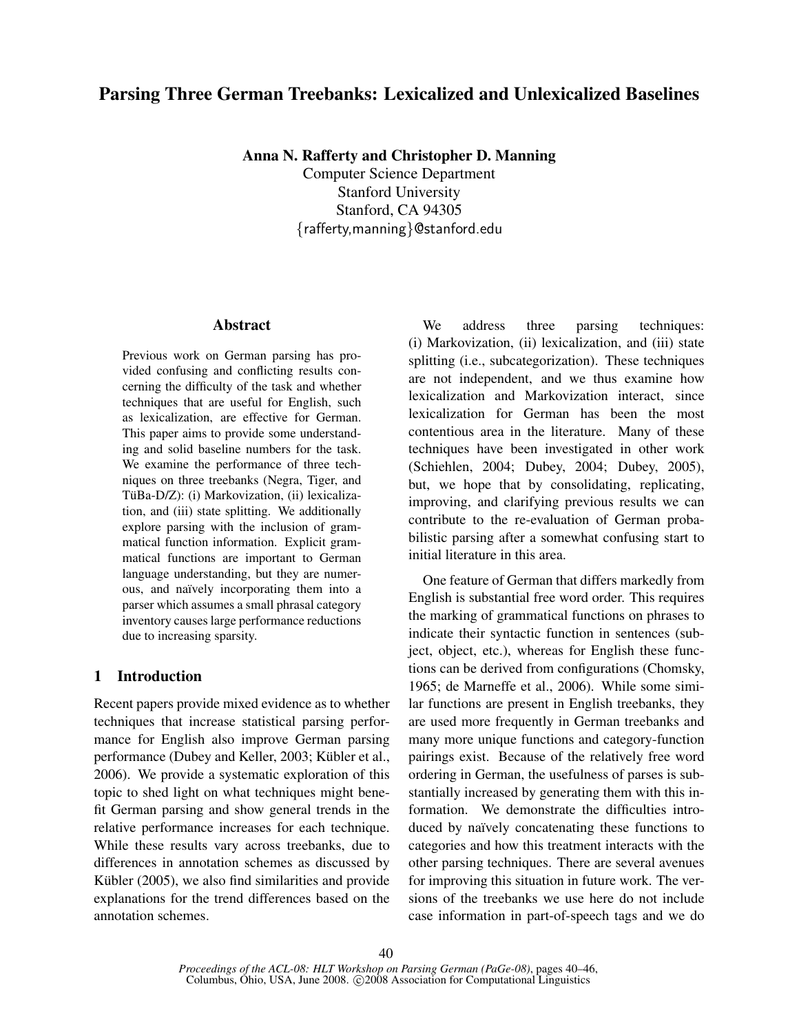# Parsing Three German Treebanks: Lexicalized and Unlexicalized Baselines

**Anna N. Rafferty and Christopher D. Manning**
Computer Science Department
Stanford University
Stanford, CA 94305
{rafferty,manning}@stanford.edu

## Abstract

Previous work on German parsing has provided confusing and conflicting results concerning the difficulty of the task and whether techniques that are useful for English, such as lexicalization, are effective for German. This paper aims to provide some understanding and solid baseline numbers for the task. We examine the performance of three techniques on three treebanks (Negra, Tiger, and TüBa-D/Z): (i) Markovization, (ii) lexicalization, and (iii) state splitting. We additionally explore parsing with the inclusion of grammatical function information. Explicit grammatical functions are important to German language understanding, but they are numerous, and naïvely incorporating them into a parser which assumes a small phrasal category inventory causes large performance reductions due to increasing sparsity.

## 1 Introduction

Recent papers provide mixed evidence as to whether techniques that increase statistical parsing performance for English also improve German parsing performance (Dubey and Keller, 2003; Kübler et al., 2006). We provide a systematic exploration of this topic to shed light on what techniques might benefit German parsing and show general trends in the relative performance increases for each technique. While these results vary across treebanks, due to differences in annotation schemes as discussed by Kübler (2005), we also find similarities and provide explanations for the trend differences based on the annotation schemes.

We address three parsing techniques: (i) Markovization, (ii) lexicalization, and (iii) state splitting (i.e., subcategorization). These techniques are not independent, and we thus examine how lexicalization and Markovization interact, since lexicalization for German has been the most contentious area in the literature. Many of these techniques have been investigated in other work (Schiehlen, 2004; Dubey, 2004; Dubey, 2005), but, we hope that by consolidating, replicating, improving, and clarifying previous results we can contribute to the re-evaluation of German probabilistic parsing after a somewhat confusing start to initial literature in this area.

One feature of German that differs markedly from English is substantial free word order. This requires the marking of grammatical functions on phrases to indicate their syntactic function in sentences (subject, object, etc.), whereas for English these functions can be derived from configurations (Chomsky, 1965; de Marneffe et al., 2006). While some similar functions are present in English treebanks, they are used more frequently in German treebanks and many more unique functions and category-function pairings exist. Because of the relatively free word ordering in German, the usefulness of parses is substantially increased by generating them with this information. We demonstrate the difficulties introduced by naïvely concatenating these functions to categories and how this treatment interacts with the other parsing techniques. There are several avenues for improving this situation in future work. The versions of the treebanks we use here do not include case information in part-of-speech tags and we do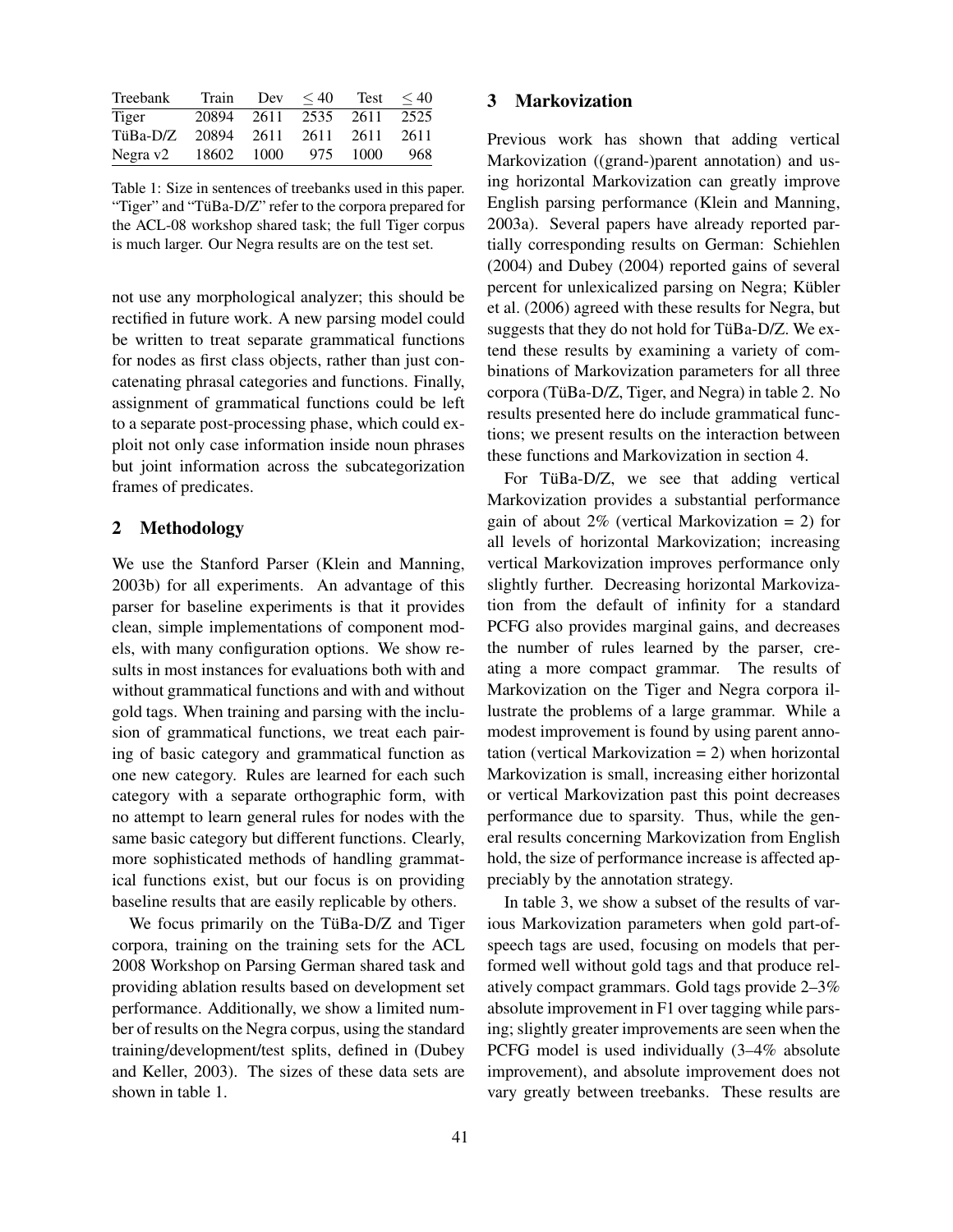| Treebank | Train | Dev | ≤ 40 | Test | ≤ 40 |
|---|---|---|---|---|---|
| Tiger | 20894 | 2611 | 2535 | 2611 | 2525 |
| TüBa-D/Z | 20894 | 2611 | 2611 | 2611 | 2611 |
| Negra v2 | 18602 | 1000 | 975 | 1000 | 968 |

Table 1: Size in sentences of treebanks used in this paper. "Tiger" and "TüBa-D/Z" refer to the corpora prepared for the ACL-08 workshop shared task; the full Tiger corpus is much larger. Our Negra results are on the test set.

not use any morphological analyzer; this should be rectified in future work. A new parsing model could be written to treat separate grammatical functions for nodes as first class objects, rather than just concatenating phrasal categories and functions. Finally, assignment of grammatical functions could be left to a separate post-processing phase, which could exploit not only case information inside noun phrases but joint information across the subcategorization frames of predicates.

## 2 Methodology

We use the Stanford Parser (Klein and Manning, 2003b) for all experiments. An advantage of this parser for baseline experiments is that it provides clean, simple implementations of component models, with many configuration options. We show results in most instances for evaluations both with and without grammatical functions and with and without gold tags. When training and parsing with the inclusion of grammatical functions, we treat each pairing of basic category and grammatical function as one new category. Rules are learned for each such category with a separate orthographic form, with no attempt to learn general rules for nodes with the same basic category but different functions. Clearly, more sophisticated methods of handling grammatical functions exist, but our focus is on providing baseline results that are easily replicable by others.

We focus primarily on the TüBa-D/Z and Tiger corpora, training on the training sets for the ACL 2008 Workshop on Parsing German shared task and providing ablation results based on development set performance. Additionally, we show a limited number of results on the Negra corpus, using the standard training/development/test splits, defined in (Dubey and Keller, 2003). The sizes of these data sets are shown in table 1.

## 3 Markovization

Previous work has shown that adding vertical Markovization ((grand-)parent annotation) and using horizontal Markovization can greatly improve English parsing performance (Klein and Manning, 2003a). Several papers have already reported partially corresponding results on German: Schiehlen (2004) and Dubey (2004) reported gains of several percent for unlexicalized parsing on Negra; Kübler et al. (2006) agreed with these results for Negra, but suggests that they do not hold for TüBa-D/Z. We extend these results by examining a variety of combinations of Markovization parameters for all three corpora (TüBa-D/Z, Tiger, and Negra) in table 2. No results presented here do include grammatical functions; we present results on the interaction between these functions and Markovization in section 4.

For TüBa-D/Z, we see that adding vertical Markovization provides a substantial performance gain of about 2% (vertical Markovization = 2) for all levels of horizontal Markovization; increasing vertical Markovization improves performance only slightly further. Decreasing horizontal Markovization from the default of infinity for a standard PCFG also provides marginal gains, and decreases the number of rules learned by the parser, creating a more compact grammar. The results of Markovization on the Tiger and Negra corpora illustrate the problems of a large grammar. While a modest improvement is found by using parent annotation (vertical Markovization = 2) when horizontal Markovization is small, increasing either horizontal or vertical Markovization past this point decreases performance due to sparsity. Thus, while the general results concerning Markovization from English hold, the size of performance increase is affected appreciably by the annotation strategy.

In table 3, we show a subset of the results of various Markovization parameters when gold part-of-speech tags are used, focusing on models that performed well without gold tags and that produce relatively compact grammars. Gold tags provide 2–3% absolute improvement in F1 over tagging while parsing; slightly greater improvements are seen when the PCFG model is used individually (3–4% absolute improvement), and absolute improvement does not vary greatly between treebanks. These results are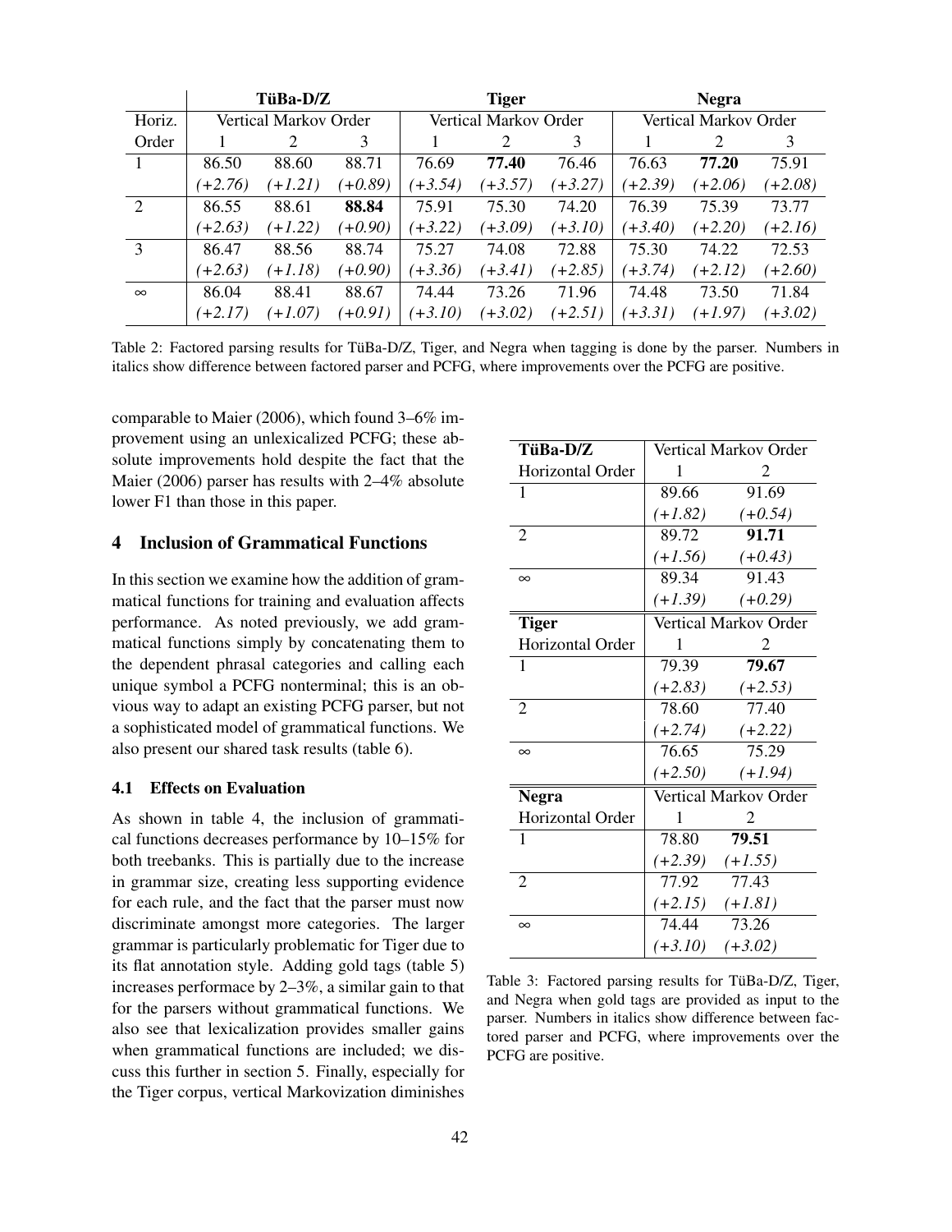| | TüBa-D/Z | | | Tiger | | | Negra | | |
|---|---|---|---|---|---|---|---|---|---|
| Horiz. | Vertical Markov Order | | | Vertical Markov Order | | | Vertical Markov Order | | |
| Order | 1 | 2 | 3 | 1 | 2 | 3 | 1 | 2 | 3 |
| 1 | 86.50 | 88.60 | 88.71 | 76.69 | **77.40** | 76.46 | 76.63 | **77.20** | 75.91 |
| | *(+2.76)* | *(+1.21)* | *(+0.89)* | *(+3.54)* | *(+3.57)* | *(+3.27)* | *(+2.39)* | *(+2.06)* | *(+2.08)* |
| 2 | 86.55 | 88.61 | **88.84** | 75.91 | 75.30 | 74.20 | 76.39 | 75.39 | 73.77 |
| | *(+2.63)* | *(+1.22)* | *(+0.90)* | *(+3.22)* | *(+3.09)* | *(+3.10)* | *(+3.40)* | *(+2.20)* | *(+2.16)* |
| 3 | 86.47 | 88.56 | 88.74 | 75.27 | 74.08 | 72.88 | 75.30 | 74.22 | 72.53 |
| | *(+2.63)* | *(+1.18)* | *(+0.90)* | *(+3.36)* | *(+3.41)* | *(+2.85)* | *(+3.74)* | *(+2.12)* | *(+2.60)* |
| $\infty$ | 86.04 | 88.41 | 88.67 | 74.44 | 73.26 | 71.96 | 74.48 | 73.50 | 71.84 |
| | *(+2.17)* | *(+1.07)* | *(+0.91)* | *(+3.10)* | *(+3.02)* | *(+2.51)* | *(+3.31)* | *(+1.97)* | *(+3.02)* |

Table 2: Factored parsing results for TüBa-D/Z, Tiger, and Negra when tagging is done by the parser. Numbers in italics show difference between factored parser and PCFG, where improvements over the PCFG are positive.

comparable to Maier (2006), which found 3–6% improvement using an unlexicalized PCFG; these absolute improvements hold despite the fact that the Maier (2006) parser has results with 2–4% absolute lower F1 than those in this paper.

## 4 Inclusion of Grammatical Functions

In this section we examine how the addition of grammatical functions for training and evaluation affects performance. As noted previously, we add grammatical functions simply by concatenating them to the dependent phrasal categories and calling each unique symbol a PCFG nonterminal; this is an obvious way to adapt an existing PCFG parser, but not a sophisticated model of grammatical functions. We also present our shared task results (table 6).

### 4.1 Effects on Evaluation

As shown in table 4, the inclusion of grammatical functions decreases performance by 10–15% for both treebanks. This is partially due to the increase in grammar size, creating less supporting evidence for each rule, and the fact that the parser must now discriminate amongst more categories. The larger grammar is particularly problematic for Tiger due to its flat annotation style. Adding gold tags (table 5) increases performace by 2–3%, a similar gain to that for the parsers without grammatical functions. We also see that lexicalization provides smaller gains when grammatical functions are included; we discuss this further in section 5. Finally, especially for the Tiger corpus, vertical Markovization diminishes

| **TüBa-D/Z** | Vertical Markov Order | |
|---|---|---|
| Horizontal Order | 1 | 2 |
| 1 | 89.66 | 91.69 |
| | *(+1.82)* | *(+0.54)* |
| 2 | 89.72 | **91.71** |
| | *(+1.56)* | *(+0.43)* |
| $\infty$ | 89.34 | 91.43 |
| | *(+1.39)* | *(+0.29)* |
| **Tiger** | Vertical Markov Order | |
| Horizontal Order | 1 | 2 |
| 1 | 79.39 | **79.67** |
| | *(+2.83)* | *(+2.53)* |
| 2 | 78.60 | 77.40 |
| | *(+2.74)* | *(+2.22)* |
| $\infty$ | 76.65 | 75.29 |
| | *(+2.50)* | *(+1.94)* |
| **Negra** | Vertical Markov Order | |
| Horizontal Order | 1 | 2 |
| 1 | 78.80 | **79.51** |
| | *(+2.39)* | *(+1.55)* |
| 2 | 77.92 | 77.43 |
| | *(+2.15)* | *(+1.81)* |
| $\infty$ | 74.44 | 73.26 |
| | *(+3.10)* | *(+3.02)* |

Table 3: Factored parsing results for TüBa-D/Z, Tiger, and Negra when gold tags are provided as input to the parser. Numbers in italics show difference between factored parser and PCFG, where improvements over the PCFG are positive.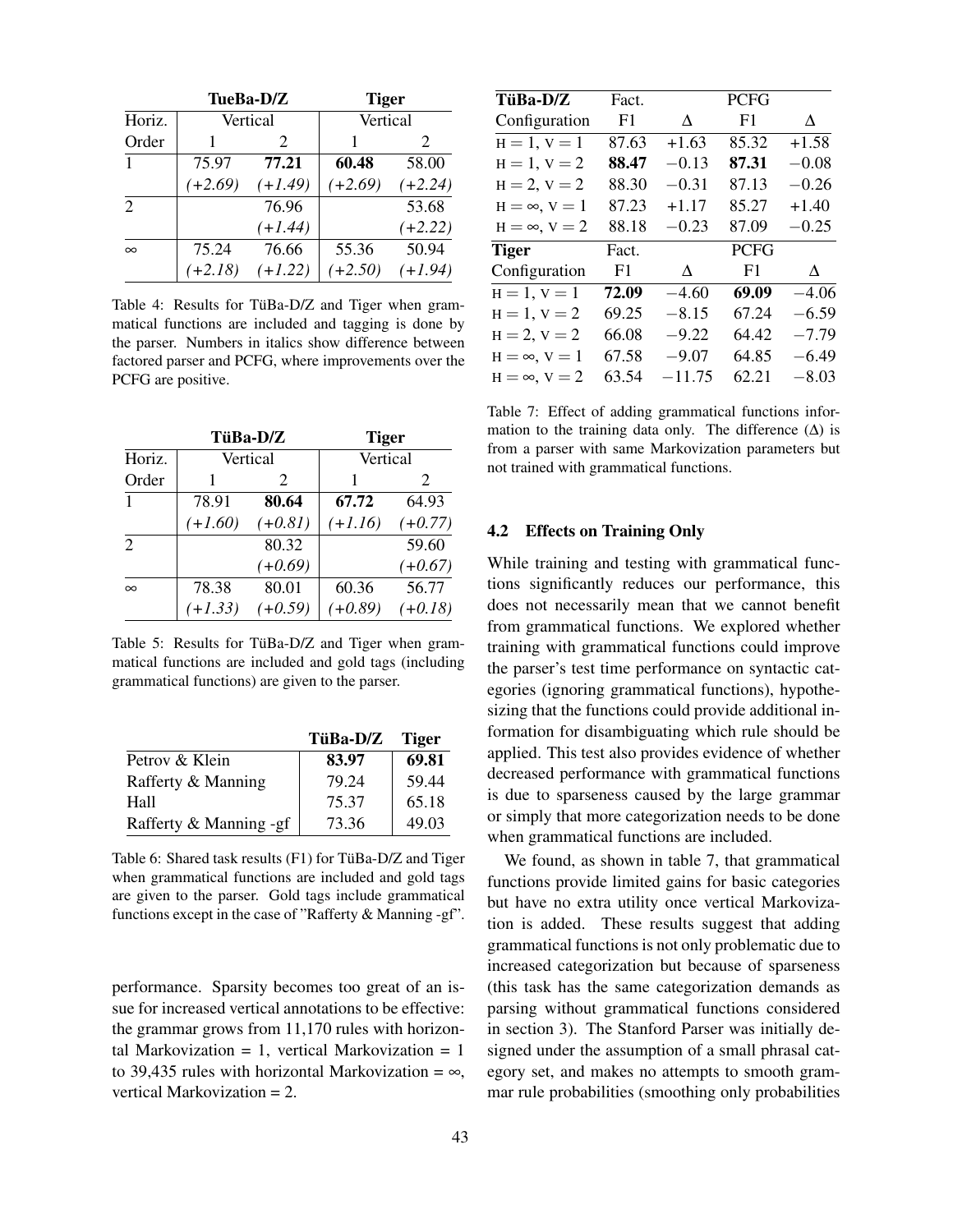| | TueBa-D/Z | | Tiger | |
|---|---|---|---|---|
| Horiz. | Vertical | | Vertical | |
| Order | 1 | 2 | 1 | 2 |
| 1 | 75.97 | **77.21** | **60.48** | 58.00 |
| | *(+2.69)* | *(+1.49)* | *(+2.69)* | *(+2.24)* |
| 2 | | 76.96 | | 53.68 |
| | | *(+1.44)* | | *(+2.22)* |
| ∞ | 75.24 | 76.66 | 55.36 | 50.94 |
| | *(+2.18)* | *(+1.22)* | *(+2.50)* | *(+1.94)* |

Table 4: Results for TüBa-D/Z and Tiger when grammatical functions are included and tagging is done by the parser. Numbers in italics show difference between factored parser and PCFG, where improvements over the PCFG are positive.

| | TüBa-D/Z | | Tiger | |
|---|---|---|---|---|
| Horiz. | Vertical | | Vertical | |
| Order | 1 | 2 | 1 | 2 |
| 1 | 78.91 | **80.64** | **67.72** | 64.93 |
| | *(+1.60)* | *(+0.81)* | *(+1.16)* | *(+0.77)* |
| 2 | | 80.32 | | 59.60 |
| | | *(+0.69)* | | *(+0.67)* |
| ∞ | 78.38 | 80.01 | 60.36 | 56.77 |
| | *(+1.33)* | *(+0.59)* | *(+0.89)* | *(+0.18)* |

Table 5: Results for TüBa-D/Z and Tiger when grammatical functions are included and gold tags (including grammatical functions) are given to the parser.

| | TüBa-D/Z | Tiger |
|---|---|---|
| Petrov & Klein | **83.97** | **69.81** |
| Rafferty & Manning | 79.24 | 59.44 |
| Hall | 75.37 | 65.18 |
| Rafferty & Manning -gf | 73.36 | 49.03 |

Table 6: Shared task results (F1) for TüBa-D/Z and Tiger when grammatical functions are included and gold tags are given to the parser. Gold tags include grammatical functions except in the case of "Rafferty & Manning -gf".

performance. Sparsity becomes too great of an issue for increased vertical annotations to be effective: the grammar grows from 11,170 rules with horizontal Markovization = 1, vertical Markovization = 1 to 39,435 rules with horizontal Markovization = ∞, vertical Markovization = 2.

| **TüBa-D/Z** | Fact. | | PCFG | |
|---|---|---|---|---|
| Configuration | F1 | Δ | F1 | Δ |
| $H = 1$, $V = 1$ | 87.63 | +1.63 | 85.32 | +1.58 |
| $H = 1$, $V = 2$ | **88.47** | −0.13 | **87.31** | −0.08 |
| $H = 2$, $V = 2$ | 88.30 | −0.31 | 87.13 | −0.26 |
| $H = \infty$, $V = 1$ | 87.23 | +1.17 | 85.27 | +1.40 |
| $H = \infty$, $V = 2$ | 88.18 | −0.23 | 87.09 | −0.25 |
| **Tiger** | Fact. | | PCFG | |
| Configuration | F1 | Δ | F1 | Δ |
| $H = 1$, $V = 1$ | **72.09** | −4.60 | **69.09** | −4.06 |
| $H = 1$, $V = 2$ | 69.25 | −8.15 | 67.24 | −6.59 |
| $H = 2$, $V = 2$ | 66.08 | −9.22 | 64.42 | −7.79 |
| $H = \infty$, $V = 1$ | 67.58 | −9.07 | 64.85 | −6.49 |
| $H = \infty$, $V = 2$ | 63.54 | −11.75 | 62.21 | −8.03 |

Table 7: Effect of adding grammatical functions information to the training data only. The difference (Δ) is from a parser with same Markovization parameters but not trained with grammatical functions.

### 4.2 Effects on Training Only

While training and testing with grammatical functions significantly reduces our performance, this does not necessarily mean that we cannot benefit from grammatical functions. We explored whether training with grammatical functions could improve the parser's test time performance on syntactic categories (ignoring grammatical functions), hypothesizing that the functions could provide additional information for disambiguating which rule should be applied. This test also provides evidence of whether decreased performance with grammatical functions is due to sparseness caused by the large grammar or simply that more categorization needs to be done when grammatical functions are included.

We found, as shown in table 7, that grammatical functions provide limited gains for basic categories but have no extra utility once vertical Markovization is added. These results suggest that adding grammatical functions is not only problematic due to increased categorization but because of sparseness (this task has the same categorization demands as parsing without grammatical functions considered in section 3). The Stanford Parser was initially designed under the assumption of a small phrasal category set, and makes no attempts to smooth grammar rule probabilities (smoothing only probabilities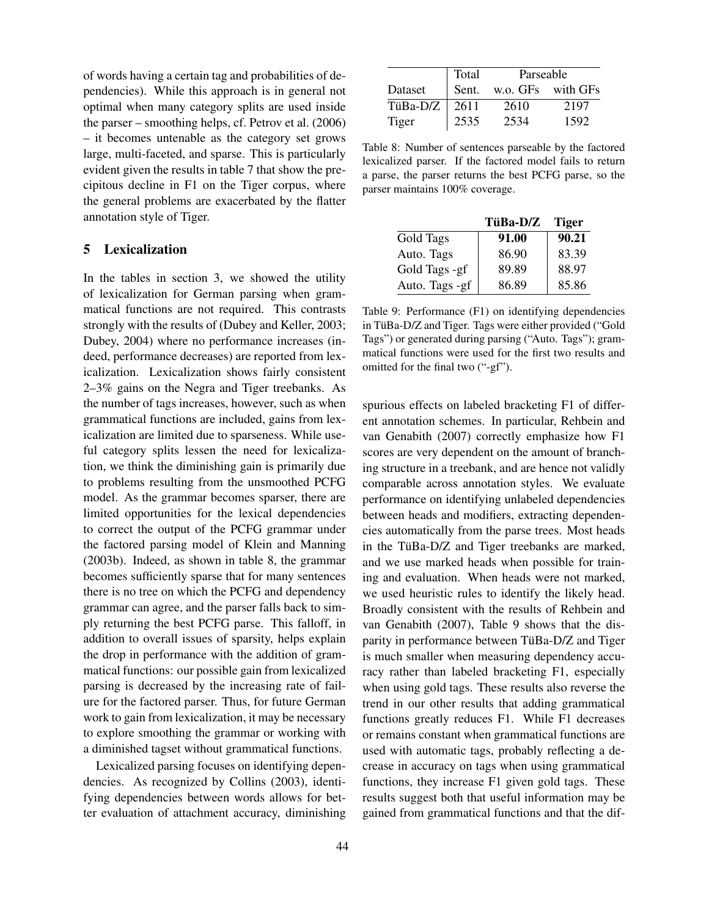of words having a certain tag and probabilities of dependencies). While this approach is in general not optimal when many category splits are used inside the parser – smoothing helps, cf. Petrov et al. (2006) – it becomes untenable as the category set grows large, multi-faceted, and sparse. This is particularly evident given the results in table 7 that show the precipitous decline in F1 on the Tiger corpus, where the general problems are exacerbated by the flatter annotation style of Tiger.

## 5 Lexicalization

In the tables in section 3, we showed the utility of lexicalization for German parsing when grammatical functions are not required. This contrasts strongly with the results of (Dubey and Keller, 2003; Dubey, 2004) where no performance increases (indeed, performance decreases) are reported from lexicalization. Lexicalization shows fairly consistent 2–3% gains on the Negra and Tiger treebanks. As the number of tags increases, however, such as when grammatical functions are included, gains from lexicalization are limited due to sparseness. While useful category splits lessen the need for lexicalization, we think the diminishing gain is primarily due to problems resulting from the unsmoothed PCFG model. As the grammar becomes sparser, there are limited opportunities for the lexical dependencies to correct the output of the PCFG grammar under the factored parsing model of Klein and Manning (2003b). Indeed, as shown in table 8, the grammar becomes sufficiently sparse that for many sentences there is no tree on which the PCFG and dependency grammar can agree, and the parser falls back to simply returning the best PCFG parse. This falloff, in addition to overall issues of sparsity, helps explain the drop in performance with the addition of grammatical functions: our possible gain from lexicalized parsing is decreased by the increasing rate of failure for the factored parser. Thus, for future German work to gain from lexicalization, it may be necessary to explore smoothing the grammar or working with a diminished tagset without grammatical functions.

Lexicalized parsing focuses on identifying dependencies. As recognized by Collins (2003), identifying dependencies between words allows for better evaluation of attachment accuracy, diminishing spurious effects on labeled bracketing F1 of different annotation schemes. In particular, Rehbein and van Genabith (2007) correctly emphasize how F1 scores are very dependent on the amount of branching structure in a treebank, and are hence not validly comparable across annotation styles. We evaluate performance on identifying unlabeled dependencies between heads and modifiers, extracting dependencies automatically from the parse trees. Most heads in the TüBa-D/Z and Tiger treebanks are marked, and we use marked heads when possible for training and evaluation. When heads were not marked, we used heuristic rules to identify the likely head. Broadly consistent with the results of Rehbein and van Genabith (2007), Table 9 shows that the disparity in performance between TüBa-D/Z and Tiger is much smaller when measuring dependency accuracy rather than labeled bracketing F1, especially when using gold tags. These results also reverse the trend in our other results that adding grammatical functions greatly reduces F1. While F1 decreases or remains constant when grammatical functions are used with automatic tags, probably reflecting a decrease in accuracy on tags when using grammatical functions, they increase F1 given gold tags. These results suggest both that useful information may be gained from grammatical functions and that the dif-

| | Total | Parseable | |
|---|---|---|---|
| Dataset | Sent. | w.o. GFs | with GFs |
| TüBa-D/Z | 2611 | 2610 | 2197 |
| Tiger | 2535 | 2534 | 1592 |

Table 8: Number of sentences parseable by the factored lexicalized parser. If the factored model fails to return a parse, the parser returns the best PCFG parse, so the parser maintains 100% coverage.

| | **TüBa-D/Z** | **Tiger** |
|---|---|---|
| Gold Tags | **91.00** | **90.21** |
| Auto. Tags | 86.90 | 83.39 |
| Gold Tags -gf | 89.89 | 88.97 |
| Auto. Tags -gf | 86.89 | 85.86 |

Table 9: Performance (F1) on identifying dependencies in TüBa-D/Z and Tiger. Tags were either provided ("Gold Tags") or generated during parsing ("Auto. Tags"); grammatical functions were used for the first two results and omitted for the final two ("-gf").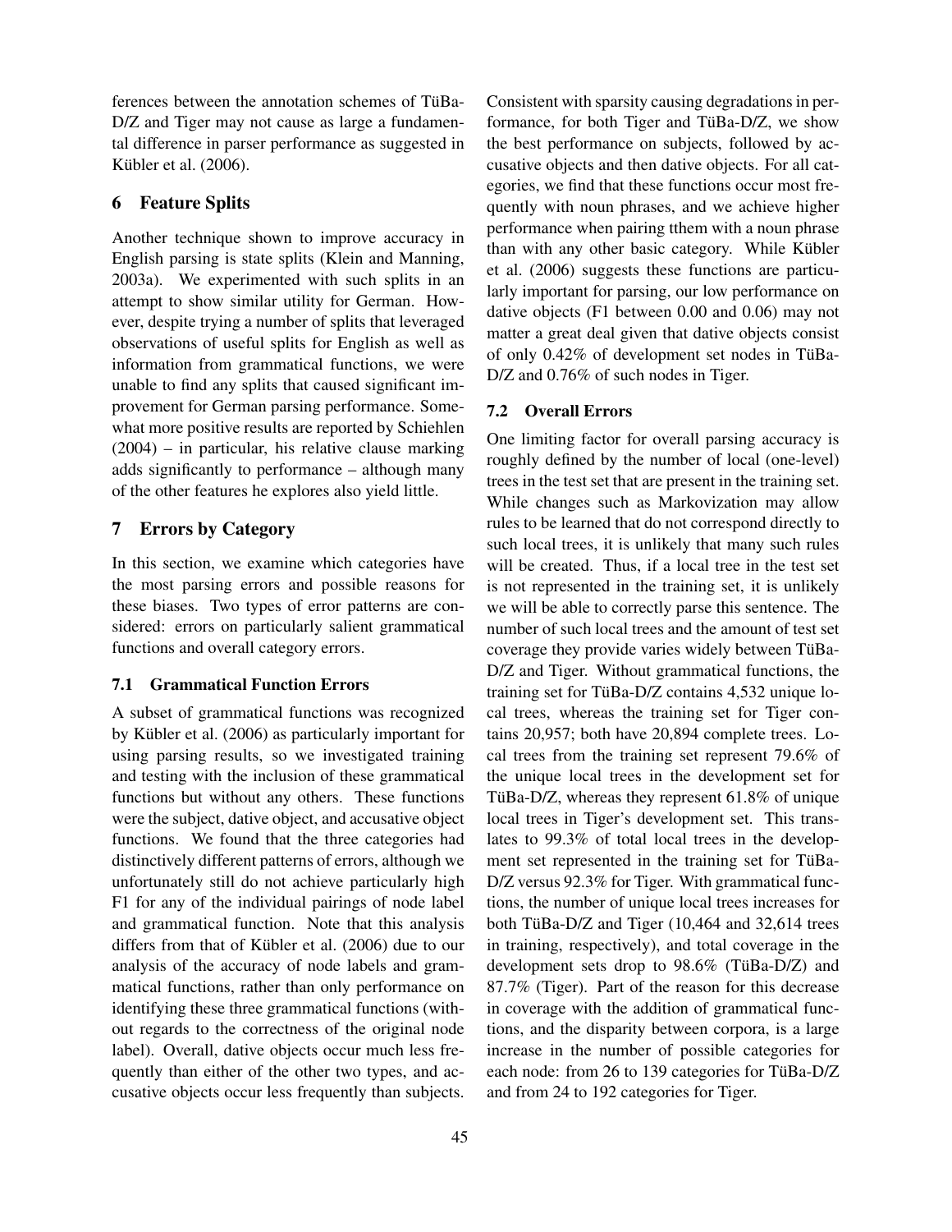ferences between the annotation schemes of TüBa-D/Z and Tiger may not cause as large a fundamental difference in parser performance as suggested in Kübler et al. (2006).

## 6 Feature Splits

Another technique shown to improve accuracy in English parsing is state splits (Klein and Manning, 2003a). We experimented with such splits in an attempt to show similar utility for German. However, despite trying a number of splits that leveraged observations of useful splits for English as well as information from grammatical functions, we were unable to find any splits that caused significant improvement for German parsing performance. Somewhat more positive results are reported by Schiehlen (2004) – in particular, his relative clause marking adds significantly to performance – although many of the other features he explores also yield little.

## 7 Errors by Category

In this section, we examine which categories have the most parsing errors and possible reasons for these biases. Two types of error patterns are considered: errors on particularly salient grammatical functions and overall category errors.

### 7.1 Grammatical Function Errors

A subset of grammatical functions was recognized by Kübler et al. (2006) as particularly important for using parsing results, so we investigated training and testing with the inclusion of these grammatical functions but without any others. These functions were the subject, dative object, and accusative object functions. We found that the three categories had distinctively different patterns of errors, although we unfortunately still do not achieve particularly high F1 for any of the individual pairings of node label and grammatical function. Note that this analysis differs from that of Kübler et al. (2006) due to our analysis of the accuracy of node labels and grammatical functions, rather than only performance on identifying these three grammatical functions (without regards to the correctness of the original node label). Overall, dative objects occur much less frequently than either of the other two types, and accusative objects occur less frequently than subjects. Consistent with sparsity causing degradations in performance, for both Tiger and TüBa-D/Z, we show the best performance on subjects, followed by accusative objects and then dative objects. For all categories, we find that these functions occur most frequently with noun phrases, and we achieve higher performance when pairing tthem with a noun phrase than with any other basic category. While Kübler et al. (2006) suggests these functions are particularly important for parsing, our low performance on dative objects (F1 between 0.00 and 0.06) may not matter a great deal given that dative objects consist of only 0.42% of development set nodes in TüBa-D/Z and 0.76% of such nodes in Tiger.

### 7.2 Overall Errors

One limiting factor for overall parsing accuracy is roughly defined by the number of local (one-level) trees in the test set that are present in the training set. While changes such as Markovization may allow rules to be learned that do not correspond directly to such local trees, it is unlikely that many such rules will be created. Thus, if a local tree in the test set is not represented in the training set, it is unlikely we will be able to correctly parse this sentence. The number of such local trees and the amount of test set coverage they provide varies widely between TüBa-D/Z and Tiger. Without grammatical functions, the training set for TüBa-D/Z contains 4,532 unique local trees, whereas the training set for Tiger contains 20,957; both have 20,894 complete trees. Local trees from the training set represent 79.6% of the unique local trees in the development set for TüBa-D/Z, whereas they represent 61.8% of unique local trees in Tiger's development set. This translates to 99.3% of total local trees in the development set represented in the training set for TüBa-D/Z versus 92.3% for Tiger. With grammatical functions, the number of unique local trees increases for both TüBa-D/Z and Tiger (10,464 and 32,614 trees in training, respectively), and total coverage in the development sets drop to 98.6% (TüBa-D/Z) and 87.7% (Tiger). Part of the reason for this decrease in coverage with the addition of grammatical functions, and the disparity between corpora, is a large increase in the number of possible categories for each node: from 26 to 139 categories for TüBa-D/Z and from 24 to 192 categories for Tiger.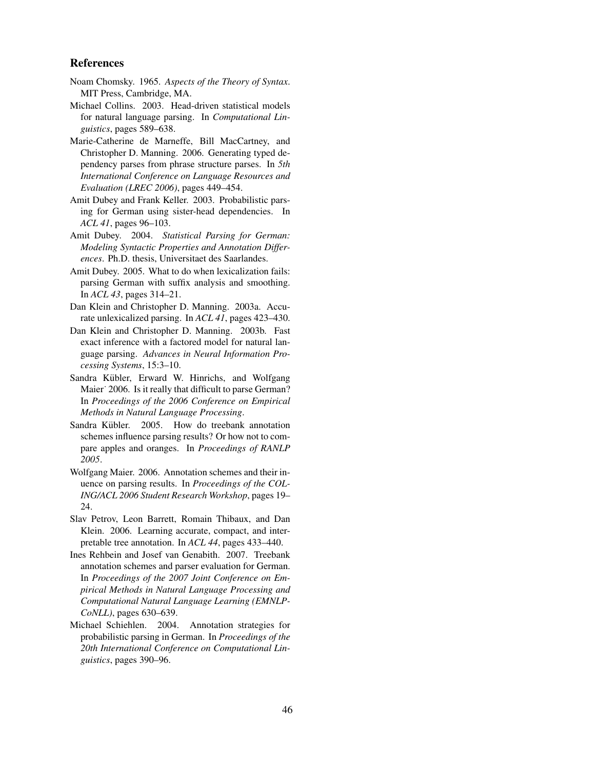## References

Noam Chomsky. 1965. *Aspects of the Theory of Syntax*. MIT Press, Cambridge, MA.

Michael Collins. 2003. Head-driven statistical models for natural language parsing. In *Computational Linguistics*, pages 589–638.

Marie-Catherine de Marneffe, Bill MacCartney, and Christopher D. Manning. 2006. Generating typed dependency parses from phrase structure parses. In *5th International Conference on Language Resources and Evaluation (LREC 2006)*, pages 449–454.

Amit Dubey and Frank Keller. 2003. Probabilistic parsing for German using sister-head dependencies. In *ACL 41*, pages 96–103.

Amit Dubey. 2004. *Statistical Parsing for German: Modeling Syntactic Properties and Annotation Differences*. Ph.D. thesis, Universitaet des Saarlandes.

Amit Dubey. 2005. What to do when lexicalization fails: parsing German with suffix analysis and smoothing. In *ACL 43*, pages 314–21.

Dan Klein and Christopher D. Manning. 2003a. Accurate unlexicalized parsing. In *ACL 41*, pages 423–430.

Dan Klein and Christopher D. Manning. 2003b. Fast exact inference with a factored model for natural language parsing. *Advances in Neural Information Processing Systems*, 15:3–10.

Sandra Kübler, Erward W. Hinrichs, and Wolfgang Maier˙ 2006. Is it really that difficult to parse German? In *Proceedings of the 2006 Conference on Empirical Methods in Natural Language Processing*.

Sandra Kübler. 2005. How do treebank annotation schemes influence parsing results? Or how not to compare apples and oranges. In *Proceedings of RANLP 2005*.

Wolfgang Maier. 2006. Annotation schemes and their inuence on parsing results. In *Proceedings of the COLING/ACL 2006 Student Research Workshop*, pages 19–24.

Slav Petrov, Leon Barrett, Romain Thibaux, and Dan Klein. 2006. Learning accurate, compact, and interpretable tree annotation. In *ACL 44*, pages 433–440.

Ines Rehbein and Josef van Genabith. 2007. Treebank annotation schemes and parser evaluation for German. In *Proceedings of the 2007 Joint Conference on Empirical Methods in Natural Language Processing and Computational Natural Language Learning (EMNLP-CoNLL)*, pages 630–639.

Michael Schiehlen. 2004. Annotation strategies for probabilistic parsing in German. In *Proceedings of the 20th International Conference on Computational Linguistics*, pages 390–96.